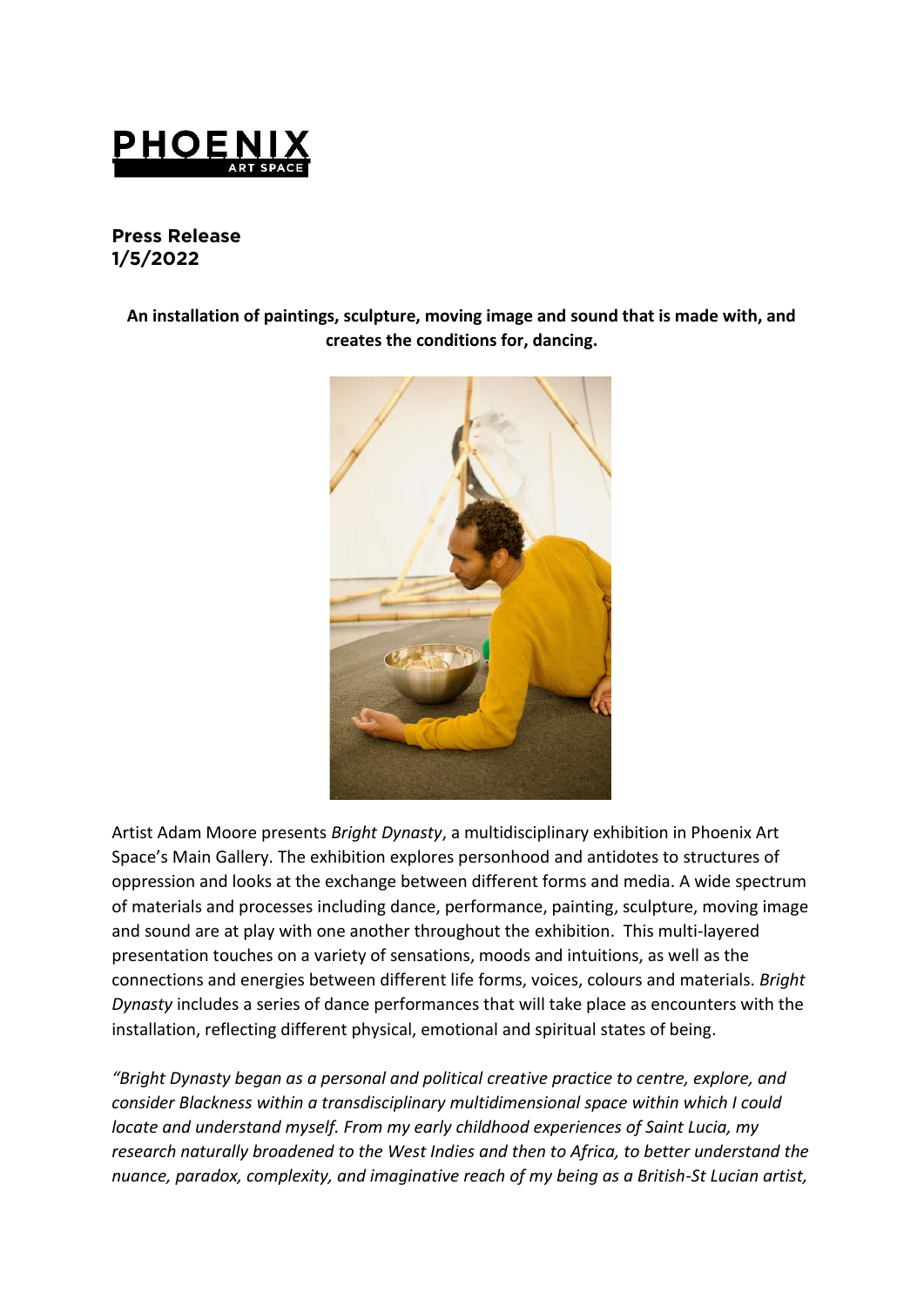PHOENIX ART SPACE

**Press Release**
**1/5/2022**

**An installation of paintings, sculpture, moving image and sound that is made with, and creates the conditions for, dancing.**

Artist Adam Moore presents *Bright Dynasty*, a multidisciplinary exhibition in Phoenix Art Space's Main Gallery. The exhibition explores personhood and antidotes to structures of oppression and looks at the exchange between different forms and media. A wide spectrum of materials and processes including dance, performance, painting, sculpture, moving image and sound are at play with one another throughout the exhibition. This multi-layered presentation touches on a variety of sensations, moods and intuitions, as well as the connections and energies between different life forms, voices, colours and materials. *Bright Dynasty* includes a series of dance performances that will take place as encounters with the installation, reflecting different physical, emotional and spiritual states of being.

*"Bright Dynasty began as a personal and political creative practice to centre, explore, and consider Blackness within a transdisciplinary multidimensional space within which I could locate and understand myself. From my early childhood experiences of Saint Lucia, my research naturally broadened to the West Indies and then to Africa, to better understand the nuance, paradox, complexity, and imaginative reach of my being as a British-St Lucian artist,*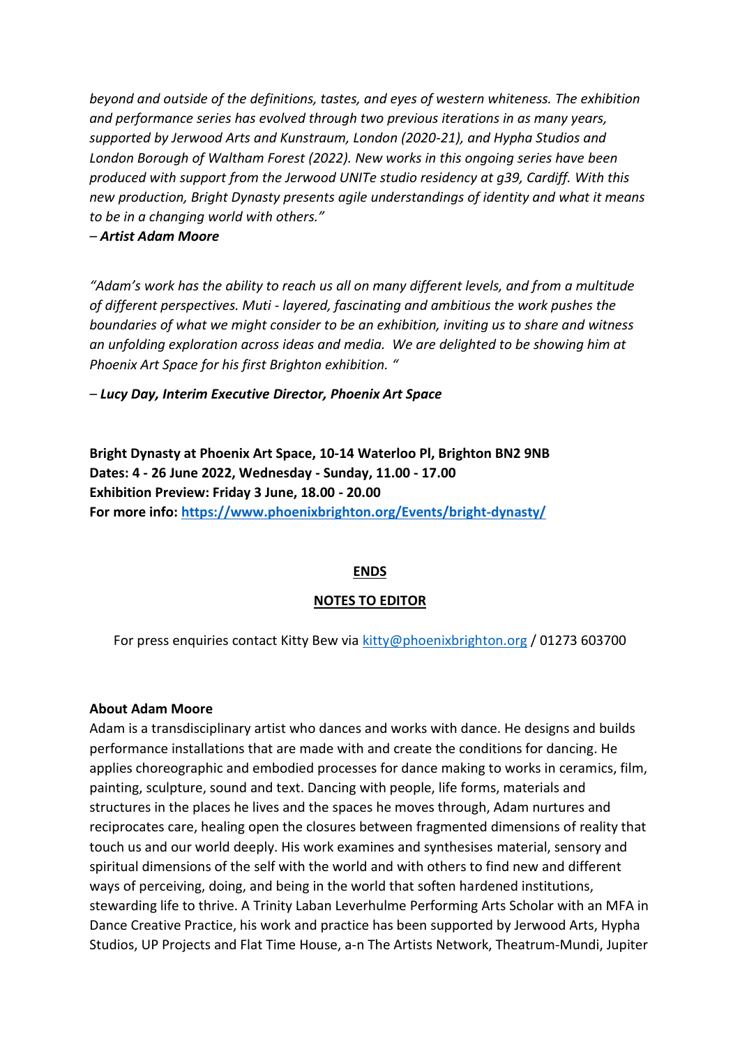*beyond and outside of the definitions, tastes, and eyes of western whiteness. The exhibition and performance series has evolved through two previous iterations in as many years, supported by Jerwood Arts and Kunstraum, London (2020-21), and Hypha Studios and London Borough of Waltham Forest (2022). New works in this ongoing series have been produced with support from the Jerwood UNITe studio residency at g39, Cardiff. With this new production, Bright Dynasty presents agile understandings of identity and what it means to be in a changing world with others."*

– ***Artist Adam Moore***

*"Adam's work has the ability to reach us all on many different levels, and from a multitude of different perspectives. Muti - layered, fascinating and ambitious the work pushes the boundaries of what we might consider to be an exhibition, inviting us to share and witness an unfolding exploration across ideas and media. We are delighted to be showing him at Phoenix Art Space for his first Brighton exhibition. "*

– ***Lucy Day, Interim Executive Director, Phoenix Art Space***

**Bright Dynasty at Phoenix Art Space, 10-14 Waterloo Pl, Brighton BN2 9NB**
**Dates: 4 - 26 June 2022, Wednesday - Sunday, 11.00 - 17.00**
**Exhibition Preview: Friday 3 June, 18.00 - 20.00**
**For more info: https://www.phoenixbrighton.org/Events/bright-dynasty/**

**ENDS**

**NOTES TO EDITOR**

For press enquiries contact Kitty Bew via kitty@phoenixbrighton.org / 01273 603700

**About Adam Moore**

Adam is a transdisciplinary artist who dances and works with dance. He designs and builds performance installations that are made with and create the conditions for dancing. He applies choreographic and embodied processes for dance making to works in ceramics, film, painting, sculpture, sound and text. Dancing with people, life forms, materials and structures in the places he lives and the spaces he moves through, Adam nurtures and reciprocates care, healing open the closures between fragmented dimensions of reality that touch us and our world deeply. His work examines and synthesises material, sensory and spiritual dimensions of the self with the world and with others to find new and different ways of perceiving, doing, and being in the world that soften hardened institutions, stewarding life to thrive. A Trinity Laban Leverhulme Performing Arts Scholar with an MFA in Dance Creative Practice, his work and practice has been supported by Jerwood Arts, Hypha Studios, UP Projects and Flat Time House, a-n The Artists Network, Theatrum-Mundi, Jupiter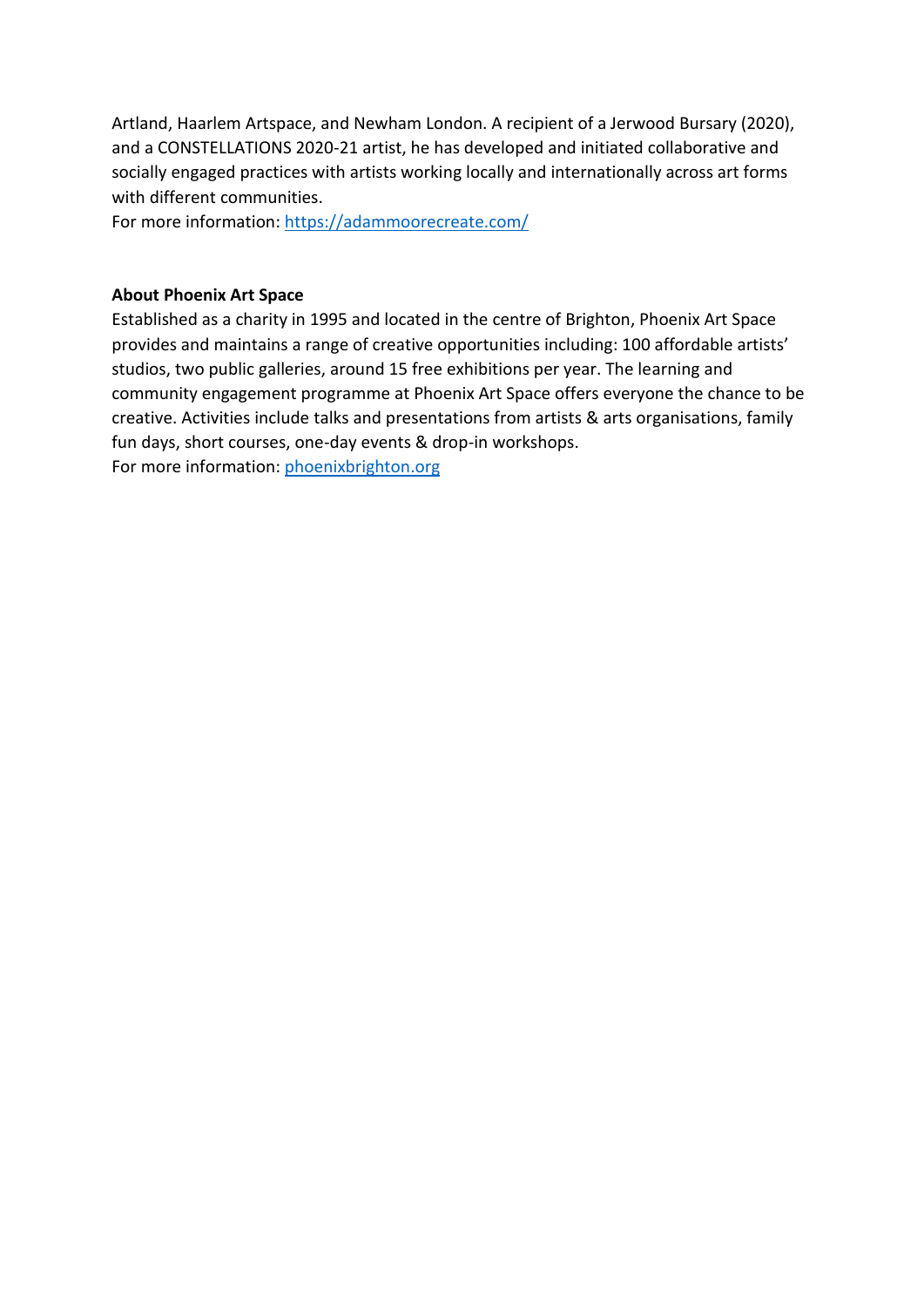Artland, Haarlem Artspace, and Newham London. A recipient of a Jerwood Bursary (2020), and a CONSTELLATIONS 2020-21 artist, he has developed and initiated collaborative and socially engaged practices with artists working locally and internationally across art forms with different communities.
For more information: https://adammoorecreate.com/

**About Phoenix Art Space**
Established as a charity in 1995 and located in the centre of Brighton, Phoenix Art Space provides and maintains a range of creative opportunities including: 100 affordable artists' studios, two public galleries, around 15 free exhibitions per year. The learning and community engagement programme at Phoenix Art Space offers everyone the chance to be creative. Activities include talks and presentations from artists & arts organisations, family fun days, short courses, one-day events & drop-in workshops.
For more information: phoenixbrighton.org